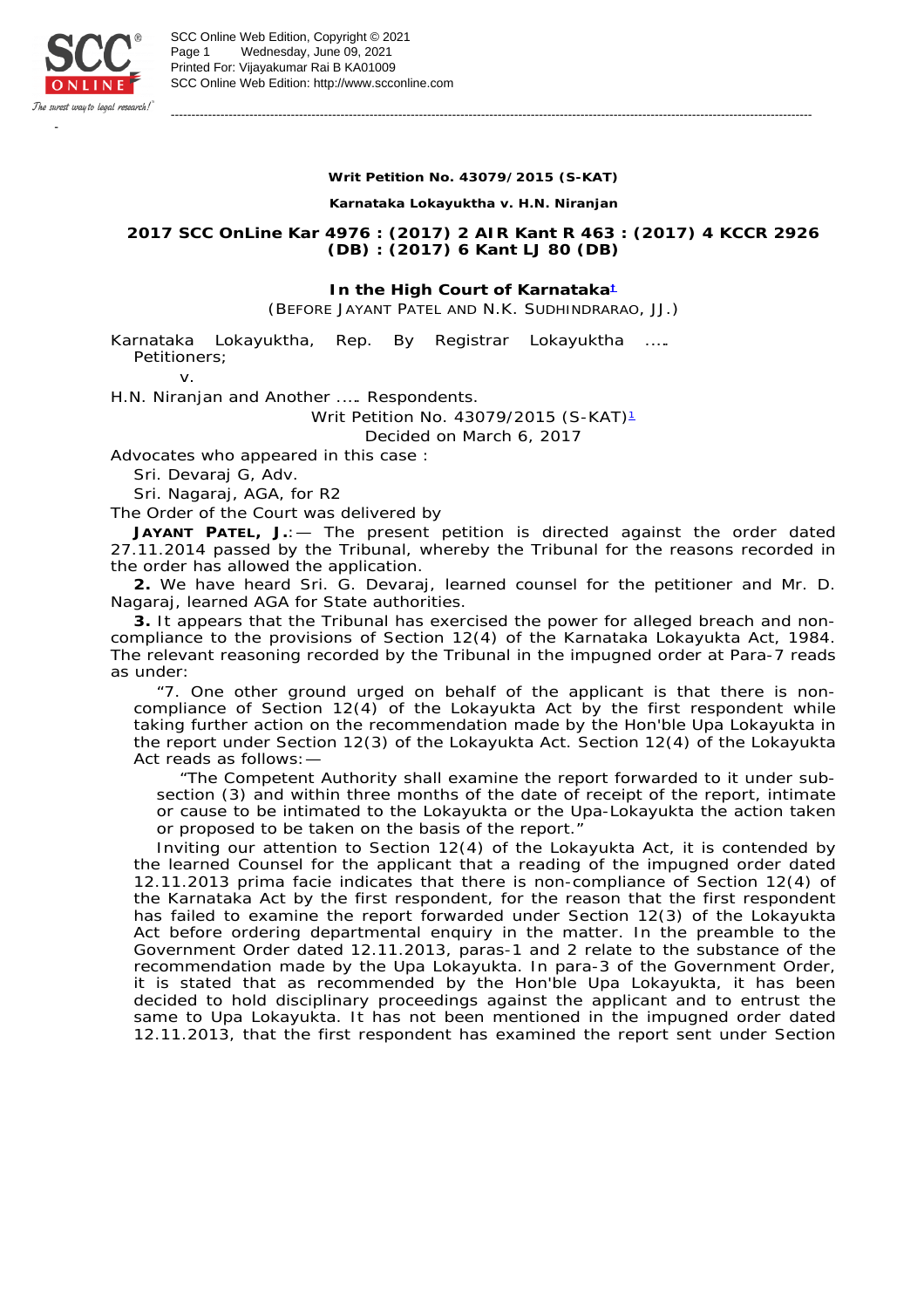**Writ Petition No. 43079/2015 (S-KAT)**

**Karnataka Lokayuktha v. H.N. Niranjan**

**2017 SCC OnLine Kar 4976 : (2017) 2 AIR Kant R 463 : (2017) 4 KCCR 2926 (DB) : (2017) 6 Kant LJ 80 (DB)**

**In the High Court of Karnataka**[†]

(BEFORE JAYANT PATEL AND N.K. SUDHINDRARAO, JJ.)

Karnataka Lokayuktha, Rep. By Registrar Lokayuktha ….. Petitioners;

v.

H.N. Niranjan and Another ….. Respondents.

Writ Petition No. 43079/2015 (S-KAT)[1]

Decided on March 6, 2017

Advocates who appeared in this case :

Sri. Devaraj G, Adv.

Sri. Nagaraj, AGA, for R2

The Order of the Court was delivered by

**JAYANT PATEL, J.**:— The present petition is directed against the order dated 27.11.2014 passed by the Tribunal, whereby the Tribunal for the reasons recorded in the order has allowed the application.

**2.** We have heard Sri. G. Devaraj, learned counsel for the petitioner and Mr. D. Nagaraj, learned AGA for State authorities.

**3.** It appears that the Tribunal has exercised the power for alleged breach and non-compliance to the provisions of Section 12(4) of the Karnataka Lokayukta Act, 1984. The relevant reasoning recorded by the Tribunal in the impugned order at Para-7 reads as under:

> "7. One other ground urged on behalf of the applicant is that there is non-compliance of Section 12(4) of the Lokayukta Act by the first respondent while taking further action on the recommendation made by the Hon'ble Upa Lokayukta in the report under Section 12(3) of the Lokayukta Act. Section 12(4) of the Lokayukta Act reads as follows:—
>
> > "The Competent Authority shall examine the report forwarded to it under sub-section (3) and within three months of the date of receipt of the report, intimate or cause to be intimated to the Lokayukta or the Upa-Lokayukta the action taken or proposed to be taken on the basis of the report."
>
> Inviting our attention to Section 12(4) of the Lokayukta Act, it is contended by the learned Counsel for the applicant that a reading of the impugned order dated 12.11.2013 prima facie indicates that there is non-compliance of Section 12(4) of the Karnataka Act by the first respondent, for the reason that the first respondent has failed to examine the report forwarded under Section 12(3) of the Lokayukta Act before ordering departmental enquiry in the matter. In the preamble to the Government Order dated 12.11.2013, paras-1 and 2 relate to the substance of the recommendation made by the Upa Lokayukta. In para-3 of the Government Order, it is stated that as recommended by the Hon'ble Upa Lokayukta, it has been decided to hold disciplinary proceedings against the applicant and to entrust the same to Upa Lokayukta. It has not been mentioned in the impugned order dated 12.11.2013, that the first respondent has examined the report sent under Section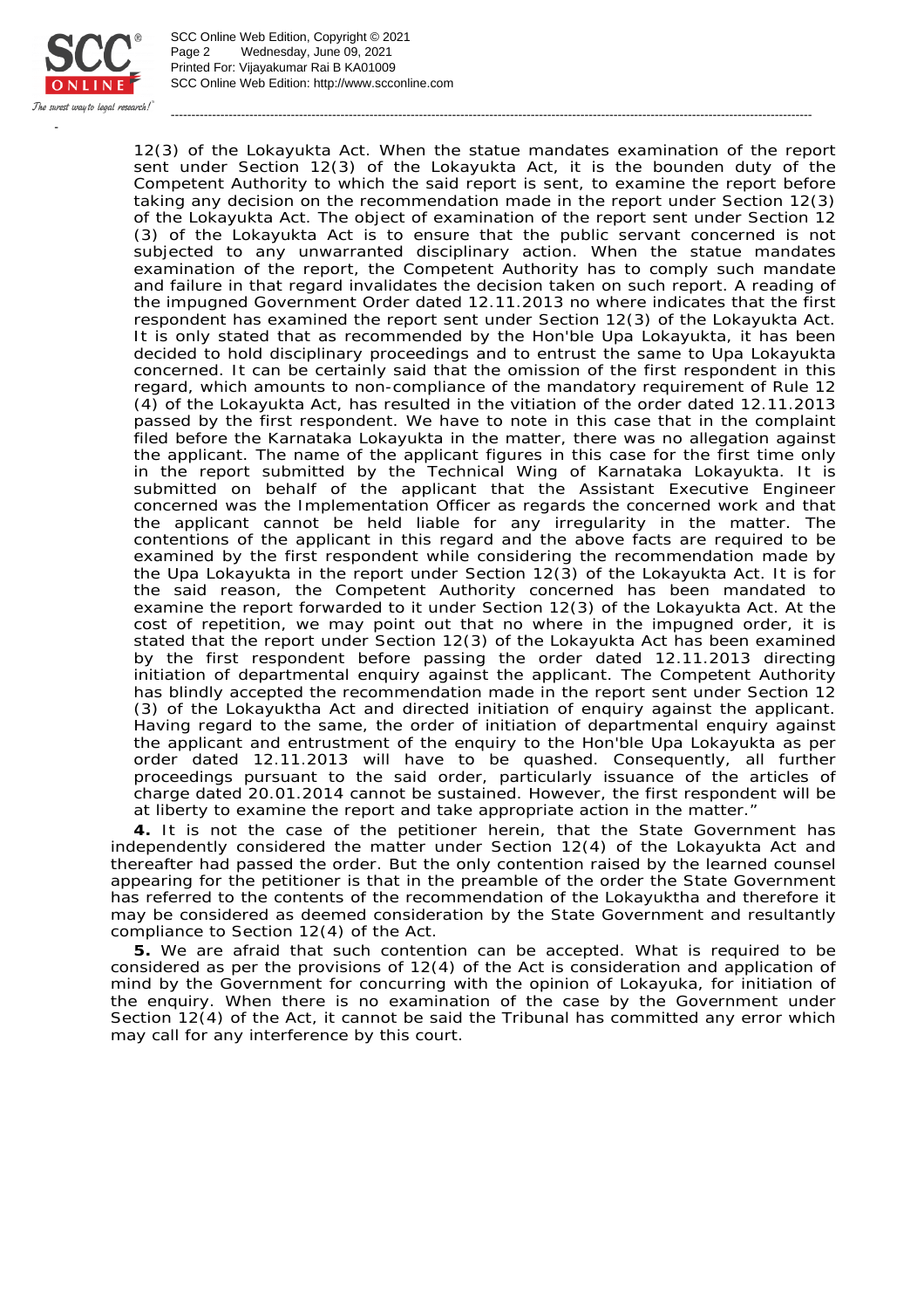12(3) of the Lokayukta Act. When the statue mandates examination of the report sent under Section 12(3) of the Lokayukta Act, it is the bounden duty of the Competent Authority to which the said report is sent, to examine the report before taking any decision on the recommendation made in the report under Section 12(3) of the Lokayukta Act. The object of examination of the report sent under Section 12 (3) of the Lokayukta Act is to ensure that the public servant concerned is not subjected to any unwarranted disciplinary action. When the statue mandates examination of the report, the Competent Authority has to comply such mandate and failure in that regard invalidates the decision taken on such report. A reading of the impugned Government Order dated 12.11.2013 no where indicates that the first respondent has examined the report sent under Section 12(3) of the Lokayukta Act. It is only stated that as recommended by the Hon'ble Upa Lokayukta, it has been decided to hold disciplinary proceedings and to entrust the same to Upa Lokayukta concerned. It can be certainly said that the omission of the first respondent in this regard, which amounts to non-compliance of the mandatory requirement of Rule 12 (4) of the Lokayukta Act, has resulted in the vitiation of the order dated 12.11.2013 passed by the first respondent. We have to note in this case that in the complaint filed before the Karnataka Lokayukta in the matter, there was no allegation against the applicant. The name of the applicant figures in this case for the first time only in the report submitted by the Technical Wing of Karnataka Lokayukta. It is submitted on behalf of the applicant that the Assistant Executive Engineer concerned was the Implementation Officer as regards the concerned work and that the applicant cannot be held liable for any irregularity in the matter. The contentions of the applicant in this regard and the above facts are required to be examined by the first respondent while considering the recommendation made by the Upa Lokayukta in the report under Section 12(3) of the Lokayukta Act. It is for the said reason, the Competent Authority concerned has been mandated to examine the report forwarded to it under Section 12(3) of the Lokayukta Act. At the cost of repetition, we may point out that no where in the impugned order, it is stated that the report under Section 12(3) of the Lokayukta Act has been examined by the first respondent before passing the order dated 12.11.2013 directing initiation of departmental enquiry against the applicant. The Competent Authority has blindly accepted the recommendation made in the report sent under Section 12 (3) of the Lokayuktha Act and directed initiation of enquiry against the applicant. Having regard to the same, the order of initiation of departmental enquiry against the applicant and entrustment of the enquiry to the Hon'ble Upa Lokayukta as per order dated 12.11.2013 will have to be quashed. Consequently, all further proceedings pursuant to the said order, particularly issuance of the articles of charge dated 20.01.2014 cannot be sustained. However, the first respondent will be at liberty to examine the report and take appropriate action in the matter."

**4.** It is not the case of the petitioner herein, that the State Government has independently considered the matter under Section 12(4) of the Lokayukta Act and thereafter had passed the order. But the only contention raised by the learned counsel appearing for the petitioner is that in the preamble of the order the State Government has referred to the contents of the recommendation of the Lokayuktha and therefore it may be considered as deemed consideration by the State Government and resultantly compliance to Section 12(4) of the Act.

**5.** We are afraid that such contention can be accepted. What is required to be considered as per the provisions of 12(4) of the Act is consideration and application of mind by the Government for concurring with the opinion of Lokayuka, for initiation of the enquiry. When there is no examination of the case by the Government under Section 12(4) of the Act, it cannot be said the Tribunal has committed any error which may call for any interference by this court.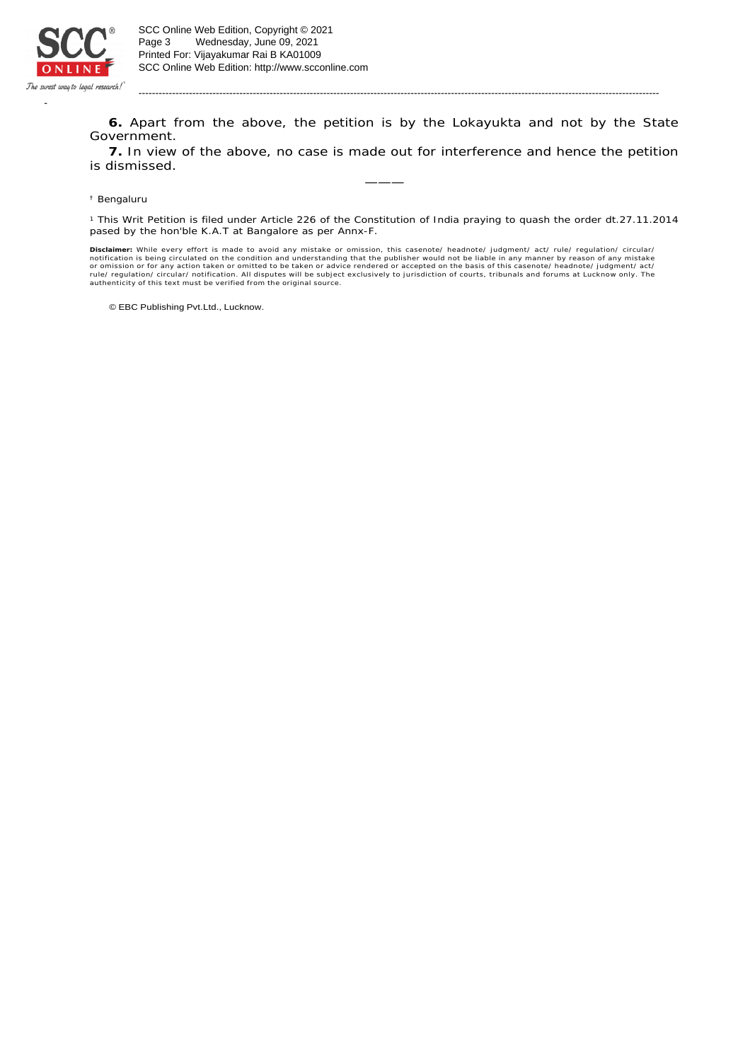**6.** Apart from the above, the petition is by the Lokayukta and not by the State Government.

**7.** In view of the above, no case is made out for interference and hence the petition is dismissed.

———

† Bengaluru

[1] This Writ Petition is filed under Article 226 of the Constitution of India praying to quash the order dt.27.11.2014 pased by the hon'ble K.A.T at Bangalore as per Annx-F.

**Disclaimer:** While every effort is made to avoid any mistake or omission, this casenote/ headnote/ judgment/ act/ rule/ regulation/ circular/ notification is being circulated on the condition and understanding that the publisher would not be liable in any manner by reason of any mistake or omission or for any action taken or omitted to be taken or advice rendered or accepted on the basis of this casenote/ headnote/ judgment/ act/ rule/ regulation/ circular/ notification. All disputes will be subject exclusively to jurisdiction of courts, tribunals and forums at Lucknow only. The authenticity of this text must be verified from the original source.

© EBC Publishing Pvt.Ltd., Lucknow.